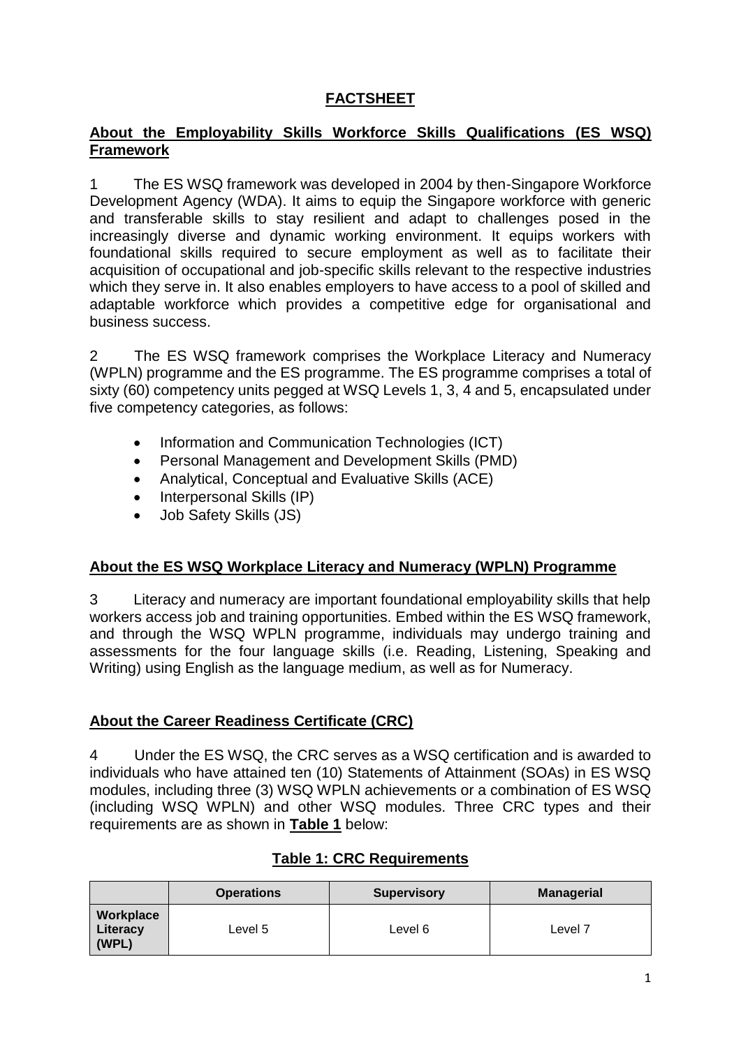# FACTSHEET

## About the Employability Skills Workforce Skills Qualifications (ES WSQ) Framework

1 The ES WSQ framework was developed in 2004 by then-Singapore Workforce Development Agency (WDA). It aims to equip the Singapore workforce with generic and transferable skills to stay resilient and adapt to challenges posed in the increasingly diverse and dynamic working environment. It equips workers with foundational skills required to secure employment as well as to facilitate their acquisition of occupational and job-specific skills relevant to the respective industries which they serve in. It also enables employers to have access to a pool of skilled and adaptable workforce which provides a competitive edge for organisational and business success.

2 The ES WSQ framework comprises the Workplace Literacy and Numeracy (WPLN) programme and the ES programme. The ES programme comprises a total of sixty (60) competency units pegged at WSQ Levels 1, 3, 4 and 5, encapsulated under five competency categories, as follows:

- Information and Communication Technologies (ICT)
- Personal Management and Development Skills (PMD)
- Analytical, Conceptual and Evaluative Skills (ACE)
- Interpersonal Skills (IP)
- Job Safety Skills (JS)

## About the ES WSQ Workplace Literacy and Numeracy (WPLN) Programme

3 Literacy and numeracy are important foundational employability skills that help workers access job and training opportunities. Embed within the ES WSQ framework, and through the WSQ WPLN programme, individuals may undergo training and assessments for the four language skills (i.e. Reading, Listening, Speaking and Writing) using English as the language medium, as well as for Numeracy.

## About the Career Readiness Certificate (CRC)

4 Under the ES WSQ, the CRC serves as a WSQ certification and is awarded to individuals who have attained ten (10) Statements of Attainment (SOAs) in ES WSQ modules, including three (3) WSQ WPLN achievements or a combination of ES WSQ (including WSQ WPLN) and other WSQ modules. Three CRC types and their requirements are as shown in **Table 1** below:

**Table 1: CRC Requirements**

| | Operations | Supervisory | Managerial |
|---|---|---|---|
| **Workplace Literacy (WPL)** | Level 5 | Level 6 | Level 7 |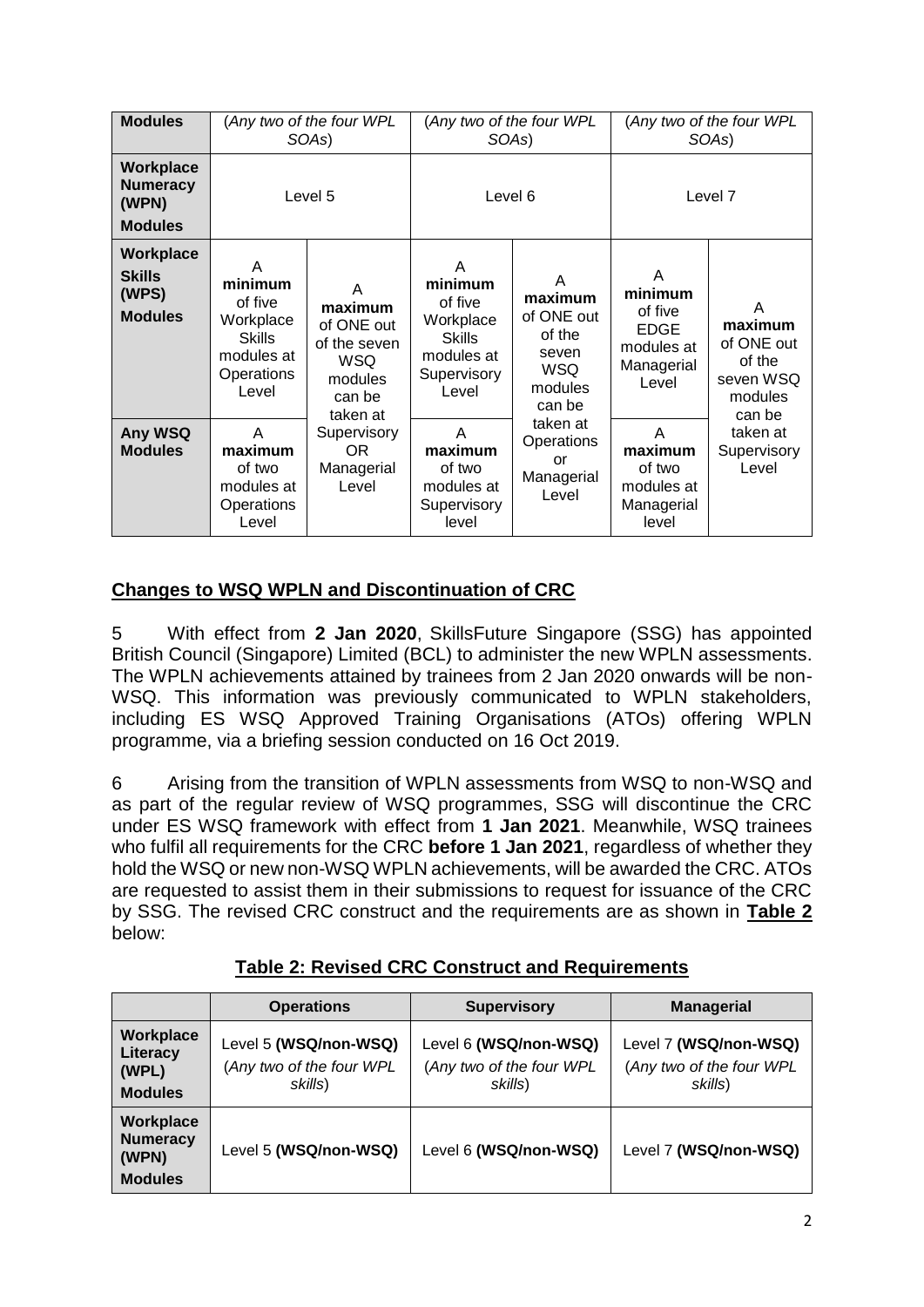| Modules | (*Any two of the four WPL SOAs*) | | (*Any two of the four WPL SOAs*) | | (*Any two of the four WPL SOAs*) | |
|---|---|---|---|---|---|---|
| **Workplace Numeracy (WPN) Modules** | Level 5 | | Level 6 | | Level 7 | |
| **Workplace Skills (WPS) Modules** | A **minimum** of five Workplace Skills modules at Operations Level | A **maximum** of ONE out of the seven WSQ modules can be taken at Supervisory OR Managerial Level | A **minimum** of five Workplace Skills modules at Supervisory Level | A **maximum** of ONE out of the seven WSQ modules can be taken at Operations or Managerial Level | A **minimum** of five EDGE modules at Managerial Level | A **maximum** of ONE out of the seven WSQ modules can be taken at Supervisory Level |
| **Any WSQ Modules** | A **maximum** of two modules at Operations Level | | A **maximum** of two modules at Supervisory level | | A **maximum** of two modules at Managerial level | |

## Changes to WSQ WPLN and Discontinuation of CRC

5 With effect from **2 Jan 2020**, SkillsFuture Singapore (SSG) has appointed British Council (Singapore) Limited (BCL) to administer the new WPLN assessments. The WPLN achievements attained by trainees from 2 Jan 2020 onwards will be non-WSQ. This information was previously communicated to WPLN stakeholders, including ES WSQ Approved Training Organisations (ATOs) offering WPLN programme, via a briefing session conducted on 16 Oct 2019.

6 Arising from the transition of WPLN assessments from WSQ to non-WSQ and as part of the regular review of WSQ programmes, SSG will discontinue the CRC under ES WSQ framework with effect from **1 Jan 2021**. Meanwhile, WSQ trainees who fulfil all requirements for the CRC **before 1 Jan 2021**, regardless of whether they hold the WSQ or new non-WSQ WPLN achievements, will be awarded the CRC. ATOs are requested to assist them in their submissions to request for issuance of the CRC by SSG. The revised CRC construct and the requirements are as shown in **Table 2** below:

**Table 2: Revised CRC Construct and Requirements**

| | **Operations** | **Supervisory** | **Managerial** |
|---|---|---|---|
| **Workplace Literacy (WPL) Modules** | Level 5 **(WSQ/non-WSQ)** (*Any two of the four WPL skills*) | Level 6 **(WSQ/non-WSQ)** (*Any two of the four WPL skills*) | Level 7 **(WSQ/non-WSQ)** (*Any two of the four WPL skills*) |
| **Workplace Numeracy (WPN) Modules** | Level 5 **(WSQ/non-WSQ)** | Level 6 **(WSQ/non-WSQ)** | Level 7 **(WSQ/non-WSQ)** |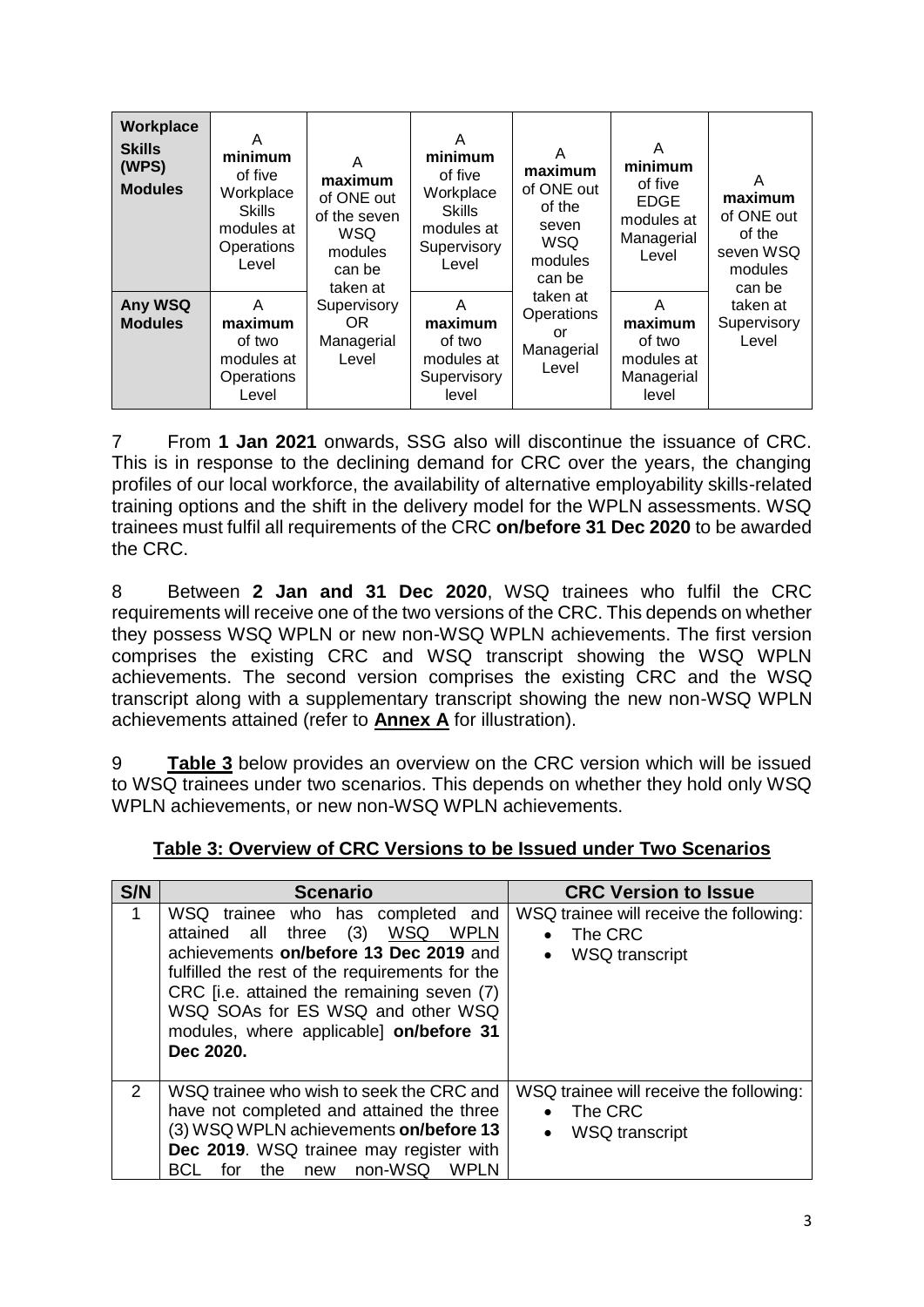| Workplace Skills (WPS) Modules | A minimum of five Workplace Skills modules at Operations Level | A maximum of ONE out of the seven WSQ modules can be taken at Supervisory OR Managerial Level | A minimum of five Workplace Skills modules at Supervisory Level | A maximum of ONE out of the seven WSQ modules can be taken at Operations or Managerial Level | A minimum of five EDGE modules at Managerial Level | A maximum of ONE out of the seven WSQ modules can be taken at Supervisory Level |
|---|---|---|---|---|---|---|
| **Any WSQ Modules** | A maximum of two modules at Operations Level | | A maximum of two modules at Supervisory level | | A maximum of two modules at Managerial level | |

7 From **1 Jan 2021** onwards, SSG also will discontinue the issuance of CRC. This is in response to the declining demand for CRC over the years, the changing profiles of our local workforce, the availability of alternative employability skills-related training options and the shift in the delivery model for the WPLN assessments. WSQ trainees must fulfil all requirements of the CRC **on/before 31 Dec 2020** to be awarded the CRC.

8 Between **2 Jan and 31 Dec 2020**, WSQ trainees who fulfil the CRC requirements will receive one of the two versions of the CRC. This depends on whether they possess WSQ WPLN or new non-WSQ WPLN achievements. The first version comprises the existing CRC and WSQ transcript showing the WSQ WPLN achievements. The second version comprises the existing CRC and the WSQ transcript along with a supplementary transcript showing the new non-WSQ WPLN achievements attained (refer to **Annex A** for illustration).

9 **Table 3** below provides an overview on the CRC version which will be issued to WSQ trainees under two scenarios. This depends on whether they hold only WSQ WPLN achievements, or new non-WSQ WPLN achievements.

**Table 3: Overview of CRC Versions to be Issued under Two Scenarios**

| S/N | Scenario | CRC Version to Issue |
|---|---|---|
| 1 | WSQ trainee who has completed and attained all three (3) WSQ WPLN achievements **on/before 13 Dec 2019** and fulfilled the rest of the requirements for the CRC [i.e. attained the remaining seven (7) WSQ SOAs for ES WSQ and other WSQ modules, where applicable] **on/before 31 Dec 2020.** | WSQ trainee will receive the following:<br>• The CRC<br>• WSQ transcript |
| 2 | WSQ trainee who wish to seek the CRC and have not completed and attained the three (3) WSQ WPLN achievements **on/before 13 Dec 2019**. WSQ trainee may register with BCL for the new non-WSQ WPLN | WSQ trainee will receive the following:<br>• The CRC<br>• WSQ transcript |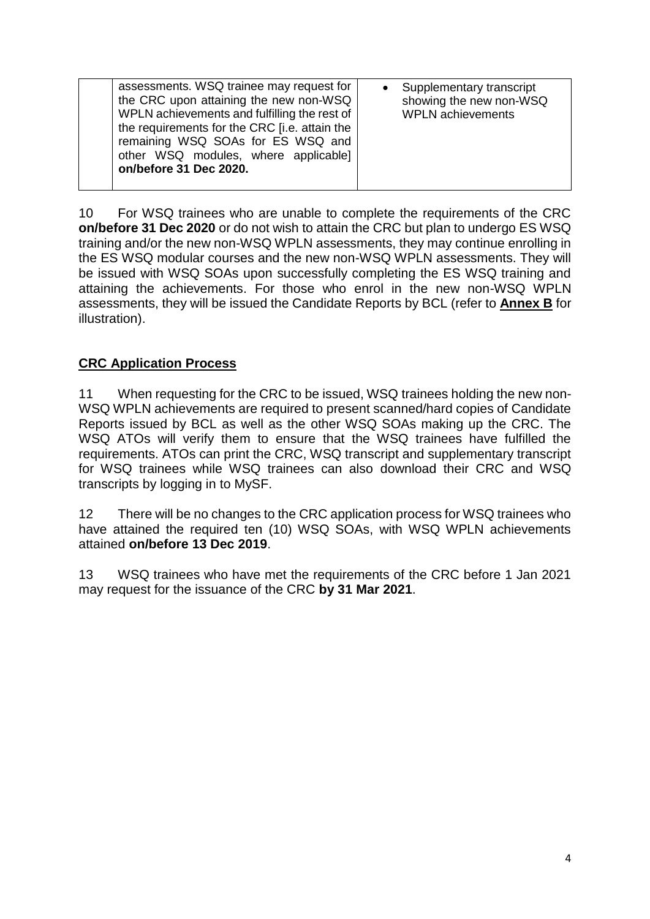| | | |
|---|---|---|
| | assessments. WSQ trainee may request for the CRC upon attaining the new non-WSQ WPLN achievements and fulfilling the rest of the requirements for the CRC [i.e. attain the remaining WSQ SOAs for ES WSQ and other WSQ modules, where applicable] **on/before 31 Dec 2020.** | • Supplementary transcript showing the new non-WSQ WPLN achievements |

10 For WSQ trainees who are unable to complete the requirements of the CRC **on/before 31 Dec 2020** or do not wish to attain the CRC but plan to undergo ES WSQ training and/or the new non-WSQ WPLN assessments, they may continue enrolling in the ES WSQ modular courses and the new non-WSQ WPLN assessments. They will be issued with WSQ SOAs upon successfully completing the ES WSQ training and attaining the achievements. For those who enrol in the new non-WSQ WPLN assessments, they will be issued the Candidate Reports by BCL (refer to **Annex B** for illustration).

## CRC Application Process

11 When requesting for the CRC to be issued, WSQ trainees holding the new non-WSQ WPLN achievements are required to present scanned/hard copies of Candidate Reports issued by BCL as well as the other WSQ SOAs making up the CRC. The WSQ ATOs will verify them to ensure that the WSQ trainees have fulfilled the requirements. ATOs can print the CRC, WSQ transcript and supplementary transcript for WSQ trainees while WSQ trainees can also download their CRC and WSQ transcripts by logging in to MySF.

12 There will be no changes to the CRC application process for WSQ trainees who have attained the required ten (10) WSQ SOAs, with WSQ WPLN achievements attained **on/before 13 Dec 2019**.

13 WSQ trainees who have met the requirements of the CRC before 1 Jan 2021 may request for the issuance of the CRC **by 31 Mar 2021**.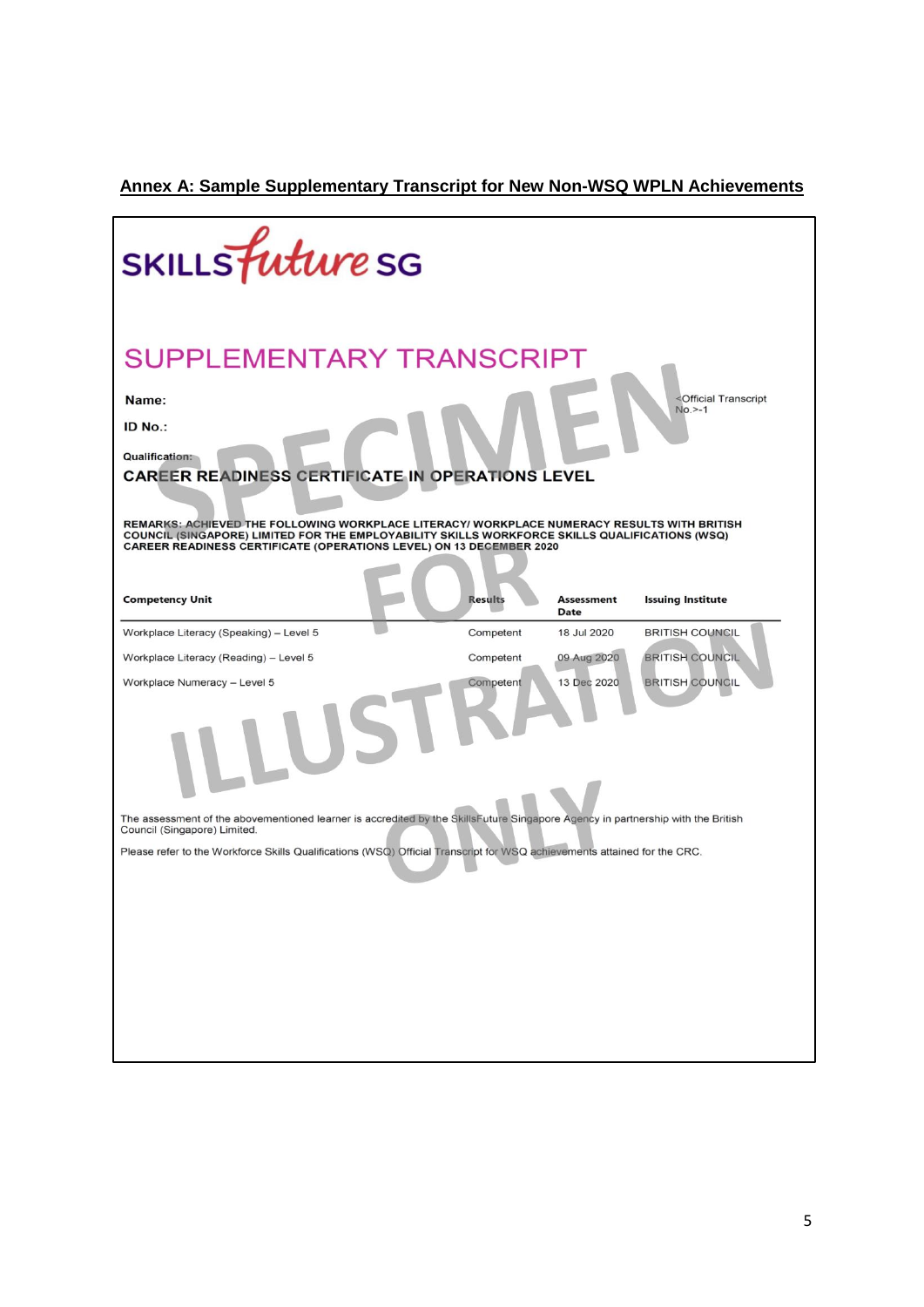**Annex A: Sample Supplementary Transcript for New Non-WSQ WPLN Achievements**

SKILLS future SG

# SUPPLEMENTARY TRANSCRIPT

**Name:**

<Official Transcript No.>-1

**ID No.:**

**Qualification:**

**CAREER READINESS CERTIFICATE IN OPERATIONS LEVEL**

**REMARKS: ACHIEVED THE FOLLOWING WORKPLACE LITERACY/ WORKPLACE NUMERACY RESULTS WITH BRITISH COUNCIL (SINGAPORE) LIMITED FOR THE EMPLOYABILITY SKILLS WORKFORCE SKILLS QUALIFICATIONS (WSQ) CAREER READINESS CERTIFICATE (OPERATIONS LEVEL) ON 13 DECEMBER 2020**

| Competency Unit | Results | Assessment Date | Issuing Institute |
|---|---|---|---|
| Workplace Literacy (Speaking) – Level 5 | Competent | 18 Jul 2020 | BRITISH COUNCIL |
| Workplace Literacy (Reading) – Level 5 | Competent | 09 Aug 2020 | BRITISH COUNCIL |
| Workplace Numeracy – Level 5 | Competent | 13 Dec 2020 | BRITISH COUNCIL |

The assessment of the abovementioned learner is accredited by the SkillsFuture Singapore Agency in partnership with the British Council (Singapore) Limited.

Please refer to the Workforce Skills Qualifications (WSQ) Official Transcript for WSQ achievements attained for the CRC.

SPECIMEN FOR ILLUSTRATION ONLY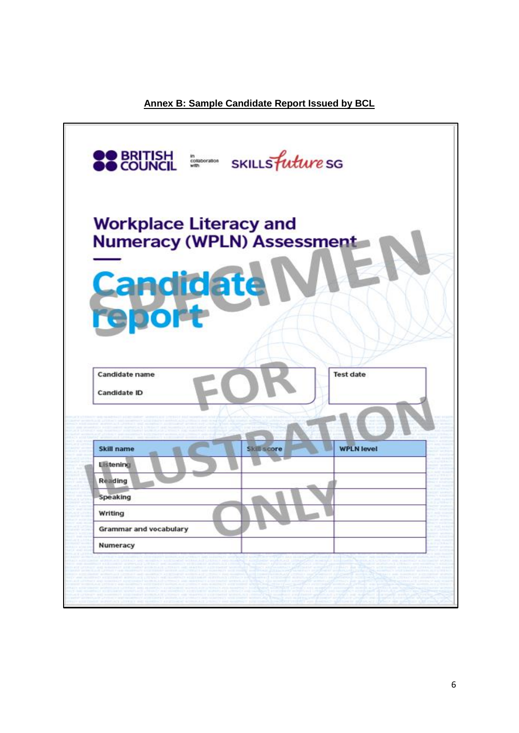**Annex B: Sample Candidate Report Issued by BCL**

BRITISH COUNCIL in collaboration with SKILLSfuture SG

# Workplace Literacy and Numeracy (WPLN) Assessment

# Candidate report

SPECIMEN FOR ILLUSTRATION ONLY

| Candidate name | Test date |
|---|---|
| Candidate ID | |

| Skill name | Skill score | WPLN level |
|---|---|---|
| Listening | | |
| Reading | | |
| Speaking | | |
| Writing | | |
| Grammar and vocabulary | | |
| Numeracy | | |